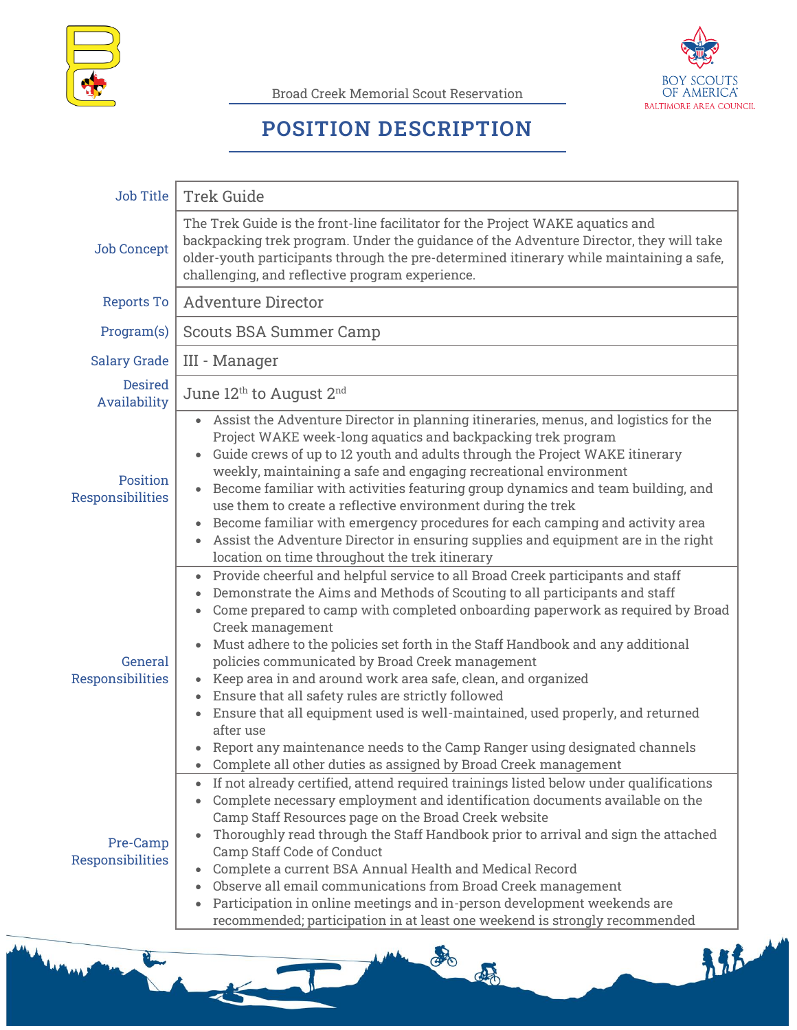Broad Creek Memorial Scout Reservation

BOY SCOUTS OF AMERICA
BALTIMORE AREA COUNCIL

# POSITION DESCRIPTION

| | |
|---|---|
| Job Title | Trek Guide |
| Job Concept | The Trek Guide is the front-line facilitator for the Project WAKE aquatics and backpacking trek program. Under the guidance of the Adventure Director, they will take older-youth participants through the pre-determined itinerary while maintaining a safe, challenging, and reflective program experience. |
| Reports To | Adventure Director |
| Program(s) | Scouts BSA Summer Camp |
| Salary Grade | III - Manager |
| Desired Availability | June 12th to August 2nd |
| Position Responsibilities | • Assist the Adventure Director in planning itineraries, menus, and logistics for the Project WAKE week-long aquatics and backpacking trek program<br>• Guide crews of up to 12 youth and adults through the Project WAKE itinerary weekly, maintaining a safe and engaging recreational environment<br>• Become familiar with activities featuring group dynamics and team building, and use them to create a reflective environment during the trek<br>• Become familiar with emergency procedures for each camping and activity area<br>• Assist the Adventure Director in ensuring supplies and equipment are in the right location on time throughout the trek itinerary |
| General Responsibilities | • Provide cheerful and helpful service to all Broad Creek participants and staff<br>• Demonstrate the Aims and Methods of Scouting to all participants and staff<br>• Come prepared to camp with completed onboarding paperwork as required by Broad Creek management<br>• Must adhere to the policies set forth in the Staff Handbook and any additional policies communicated by Broad Creek management<br>• Keep area in and around work area safe, clean, and organized<br>• Ensure that all safety rules are strictly followed<br>• Ensure that all equipment used is well-maintained, used properly, and returned after use<br>• Report any maintenance needs to the Camp Ranger using designated channels<br>• Complete all other duties as assigned by Broad Creek management |
| Pre-Camp Responsibilities | • If not already certified, attend required trainings listed below under qualifications<br>• Complete necessary employment and identification documents available on the Camp Staff Resources page on the Broad Creek website<br>• Thoroughly read through the Staff Handbook prior to arrival and sign the attached Camp Staff Code of Conduct<br>• Complete a current BSA Annual Health and Medical Record<br>• Observe all email communications from Broad Creek management<br>• Participation in online meetings and in-person development weekends are recommended; participation in at least one weekend is strongly recommended |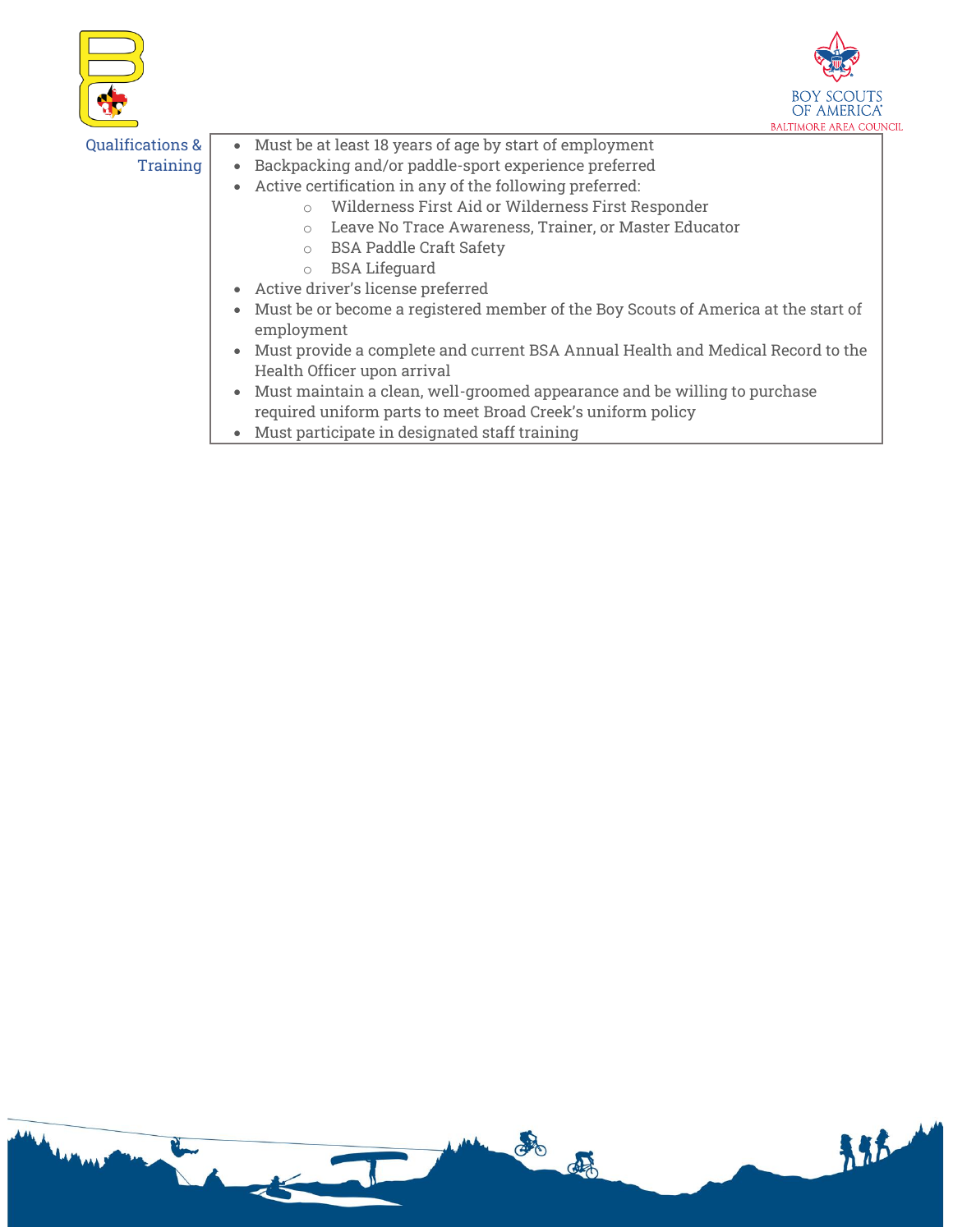| | |
|---|---|
| Qualifications & Training | • Must be at least 18 years of age by start of employment<br>• Backpacking and/or paddle-sport experience preferred<br>• Active certification in any of the following preferred:<br>&nbsp;&nbsp;&nbsp;&nbsp;○ Wilderness First Aid or Wilderness First Responder<br>&nbsp;&nbsp;&nbsp;&nbsp;○ Leave No Trace Awareness, Trainer, or Master Educator<br>&nbsp;&nbsp;&nbsp;&nbsp;○ BSA Paddle Craft Safety<br>&nbsp;&nbsp;&nbsp;&nbsp;○ BSA Lifeguard<br>• Active driver's license preferred<br>• Must be or become a registered member of the Boy Scouts of America at the start of employment<br>• Must provide a complete and current BSA Annual Health and Medical Record to the Health Officer upon arrival<br>• Must maintain a clean, well-groomed appearance and be willing to purchase required uniform parts to meet Broad Creek's uniform policy<br>• Must participate in designated staff training |